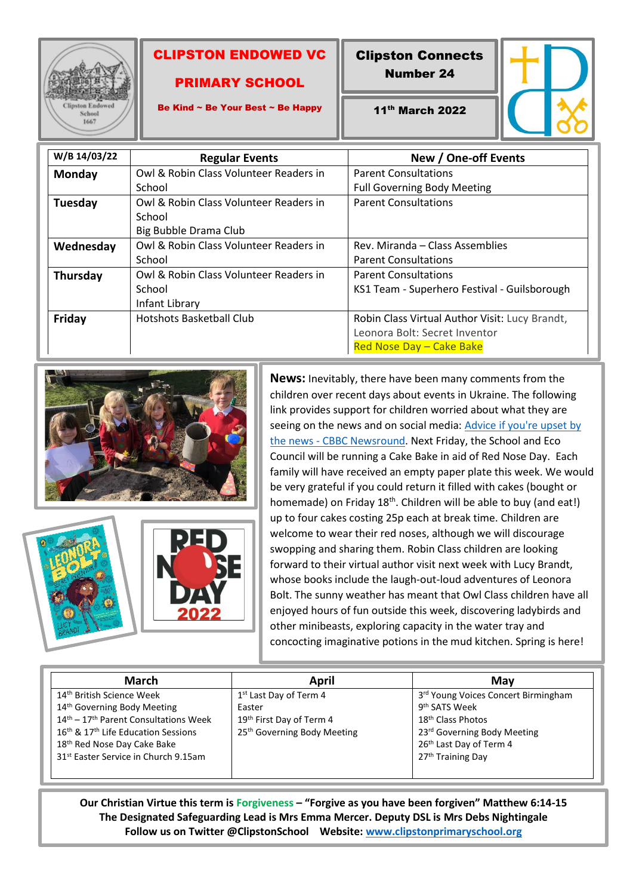# CLIPSTON ENDOWED VC PRIMARY SCHOOL

**Be Kind ~ Be Your Best ~ Be Happy**

**Clipston Connects Number 24**

**11th March 2022**

| W/B 14/03/22 | Regular Events | New / One-off Events |
|---|---|---|
| **Monday** | Owl & Robin Class Volunteer Readers in School | Parent Consultations<br>Full Governing Body Meeting |
| **Tuesday** | Owl & Robin Class Volunteer Readers in School<br>Big Bubble Drama Club | Parent Consultations |
| **Wednesday** | Owl & Robin Class Volunteer Readers in School | Rev. Miranda – Class Assemblies<br>Parent Consultations |
| **Thursday** | Owl & Robin Class Volunteer Readers in School<br>Infant Library | Parent Consultations<br>KS1 Team - Superhero Festival - Guilsborough |
| **Friday** | Hotshots Basketball Club | Robin Class Virtual Author Visit: Lucy Brandt, Leonora Bolt: Secret Inventor<br>Red Nose Day – Cake Bake |

**News:** Inevitably, there have been many comments from the children over recent days about events in Ukraine. The following link provides support for children worried about what they are seeing on the news and on social media: [Advice if you're upset by the news - CBBC Newsround](). Next Friday, the School and Eco Council will be running a Cake Bake in aid of Red Nose Day. Each family will have received an empty paper plate this week. We would be very grateful if you could return it filled with cakes (bought or homemade) on Friday 18th. Children will be able to buy (and eat!) up to four cakes costing 25p each at break time. Children are welcome to wear their red noses, although we will discourage swopping and sharing them. Robin Class children are looking forward to their virtual author visit next week with Lucy Brandt, whose books include the laugh-out-loud adventures of Leonora Bolt. The sunny weather has meant that Owl Class children have all enjoyed hours of fun outside this week, discovering ladybirds and other minibeasts, exploring capacity in the water tray and concocting imaginative potions in the mud kitchen. Spring is here!

| March | April | May |
|---|---|---|
| 14th British Science Week<br>14th Governing Body Meeting<br>14th – 17th Parent Consultations Week<br>16th & 17th Life Education Sessions<br>18th Red Nose Day Cake Bake<br>31st Easter Service in Church 9.15am | 1st Last Day of Term 4<br>Easter<br>19th First Day of Term 4<br>25th Governing Body Meeting | 3rd Young Voices Concert Birmingham<br>9th SATS Week<br>18th Class Photos<br>23rd Governing Body Meeting<br>26th Last Day of Term 4<br>27th Training Day |

**Our Christian Virtue this term is Forgiveness – "Forgive as you have been forgiven" Matthew 6:14-15**
**The Designated Safeguarding Lead is Mrs Emma Mercer. Deputy DSL is Mrs Debs Nightingale**
**Follow us on Twitter @ClipstonSchool Website: [www.clipstonprimaryschool.org](http://www.clipstonprimaryschool.org)**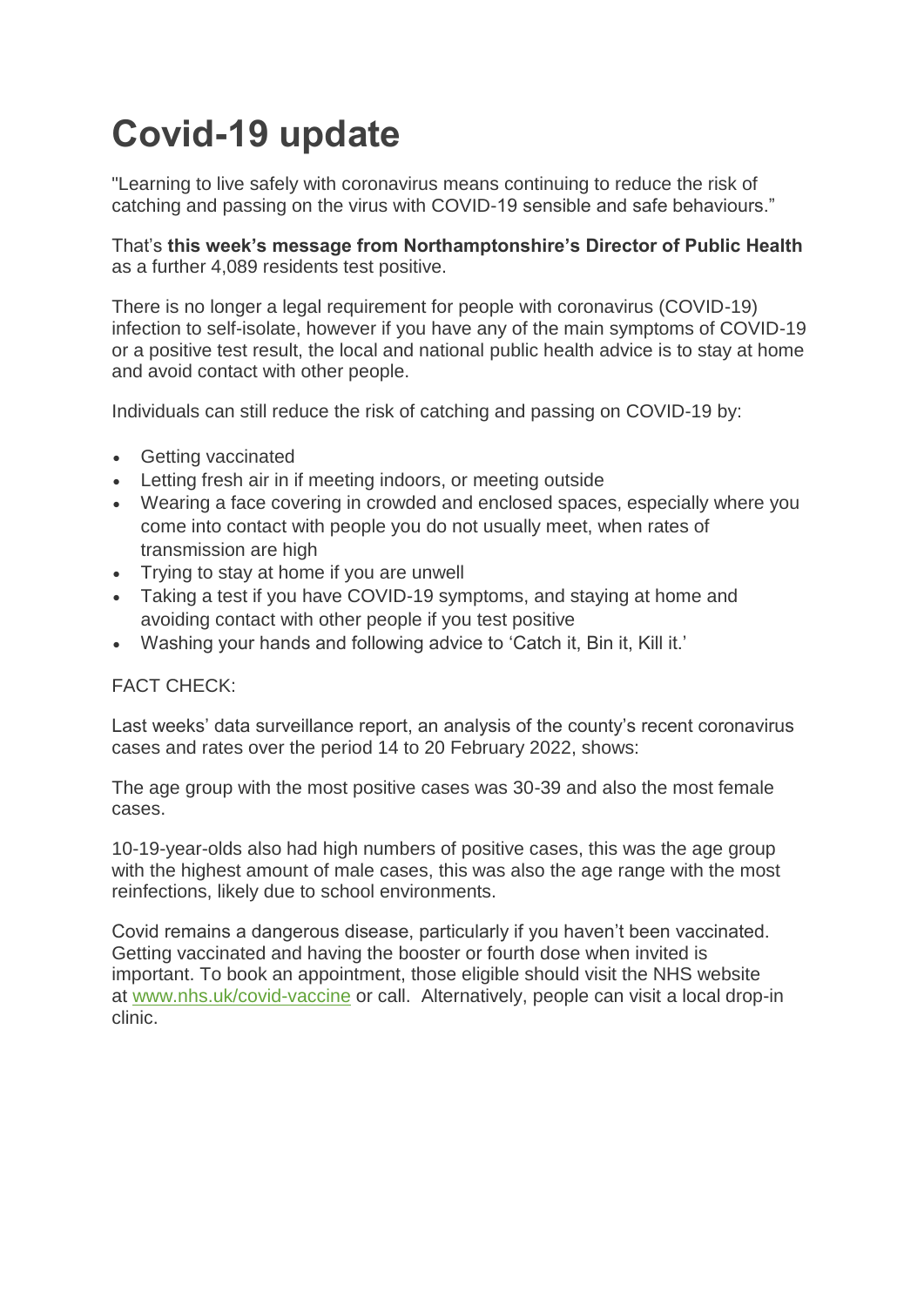# Covid-19 update

"Learning to live safely with coronavirus means continuing to reduce the risk of catching and passing on the virus with COVID-19 sensible and safe behaviours."

That's **this week's message from Northamptonshire's Director of Public Health** as a further 4,089 residents test positive.

There is no longer a legal requirement for people with coronavirus (COVID-19) infection to self-isolate, however if you have any of the main symptoms of COVID-19 or a positive test result, the local and national public health advice is to stay at home and avoid contact with other people.

Individuals can still reduce the risk of catching and passing on COVID-19 by:

- Getting vaccinated
- Letting fresh air in if meeting indoors, or meeting outside
- Wearing a face covering in crowded and enclosed spaces, especially where you come into contact with people you do not usually meet, when rates of transmission are high
- Trying to stay at home if you are unwell
- Taking a test if you have COVID-19 symptoms, and staying at home and avoiding contact with other people if you test positive
- Washing your hands and following advice to 'Catch it, Bin it, Kill it.'

FACT CHECK:

Last weeks' data surveillance report, an analysis of the county's recent coronavirus cases and rates over the period 14 to 20 February 2022, shows:

The age group with the most positive cases was 30-39 and also the most female cases.

10-19-year-olds also had high numbers of positive cases, this was the age group with the highest amount of male cases, this was also the age range with the most reinfections, likely due to school environments.

Covid remains a dangerous disease, particularly if you haven't been vaccinated. Getting vaccinated and having the booster or fourth dose when invited is important. To book an appointment, those eligible should visit the NHS website at [www.nhs.uk/covid-vaccine](http://www.nhs.uk/covid-vaccine) or call. Alternatively, people can visit a local drop-in clinic.